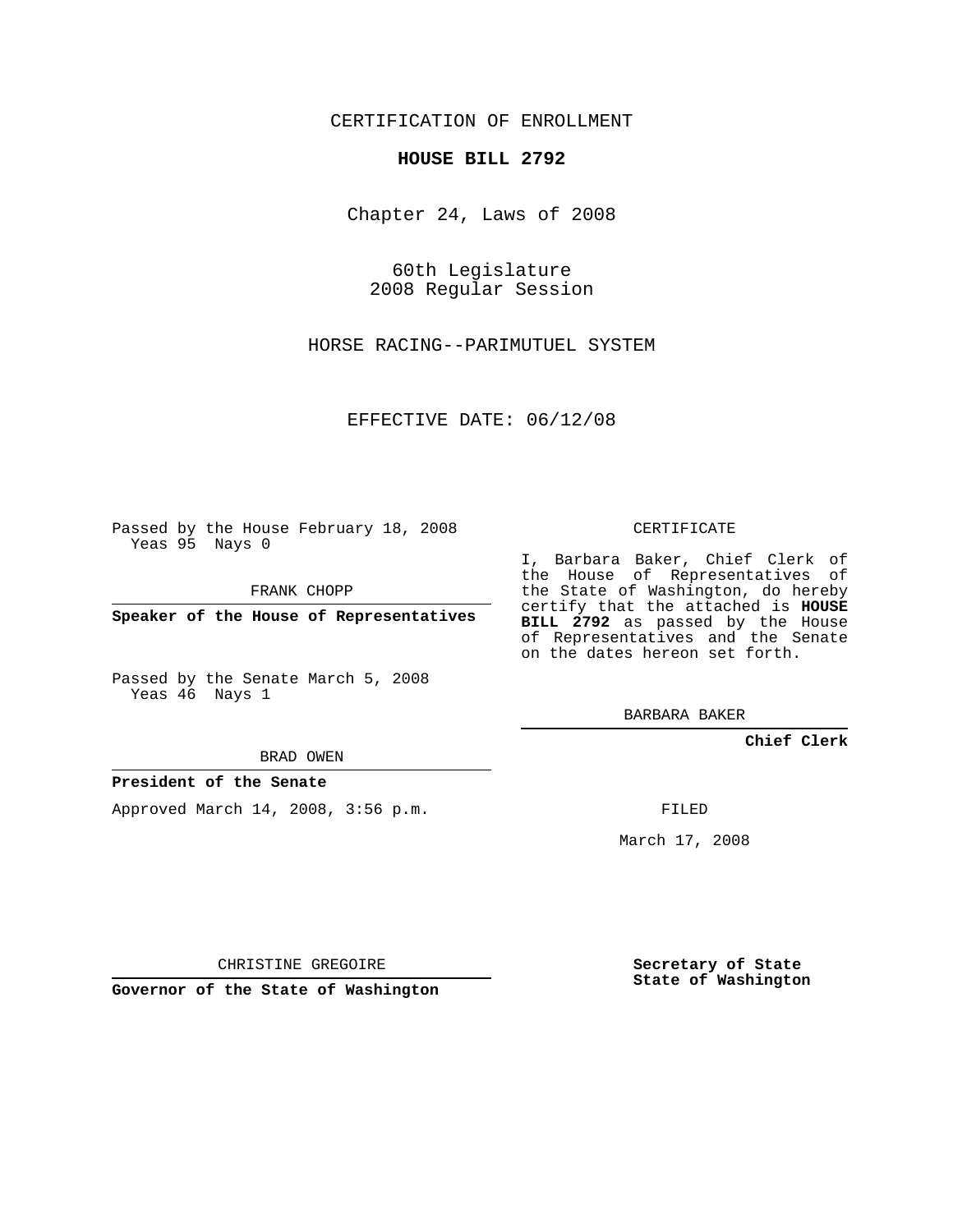CERTIFICATION OF ENROLLMENT

# HOUSE BILL 2792

Chapter 24, Laws of 2008

60th Legislature
2008 Regular Session

HORSE RACING--PARIMUTUEL SYSTEM

EFFECTIVE DATE: 06/12/08

Passed by the House February 18, 2008
Yeas 95 Nays 0

FRANK CHOPP

**Speaker of the House of Representatives**

Passed by the Senate March 5, 2008
Yeas 46 Nays 1

BRAD OWEN

**President of the Senate**

Approved March 14, 2008, 3:56 p.m.

CHRISTINE GREGOIRE

**Governor of the State of Washington**

CERTIFICATE

I, Barbara Baker, Chief Clerk of the House of Representatives of the State of Washington, do hereby certify that the attached is **HOUSE BILL 2792** as passed by the House of Representatives and the Senate on the dates hereon set forth.

BARBARA BAKER

**Chief Clerk**

FILED

March 17, 2008

**Secretary of State**
**State of Washington**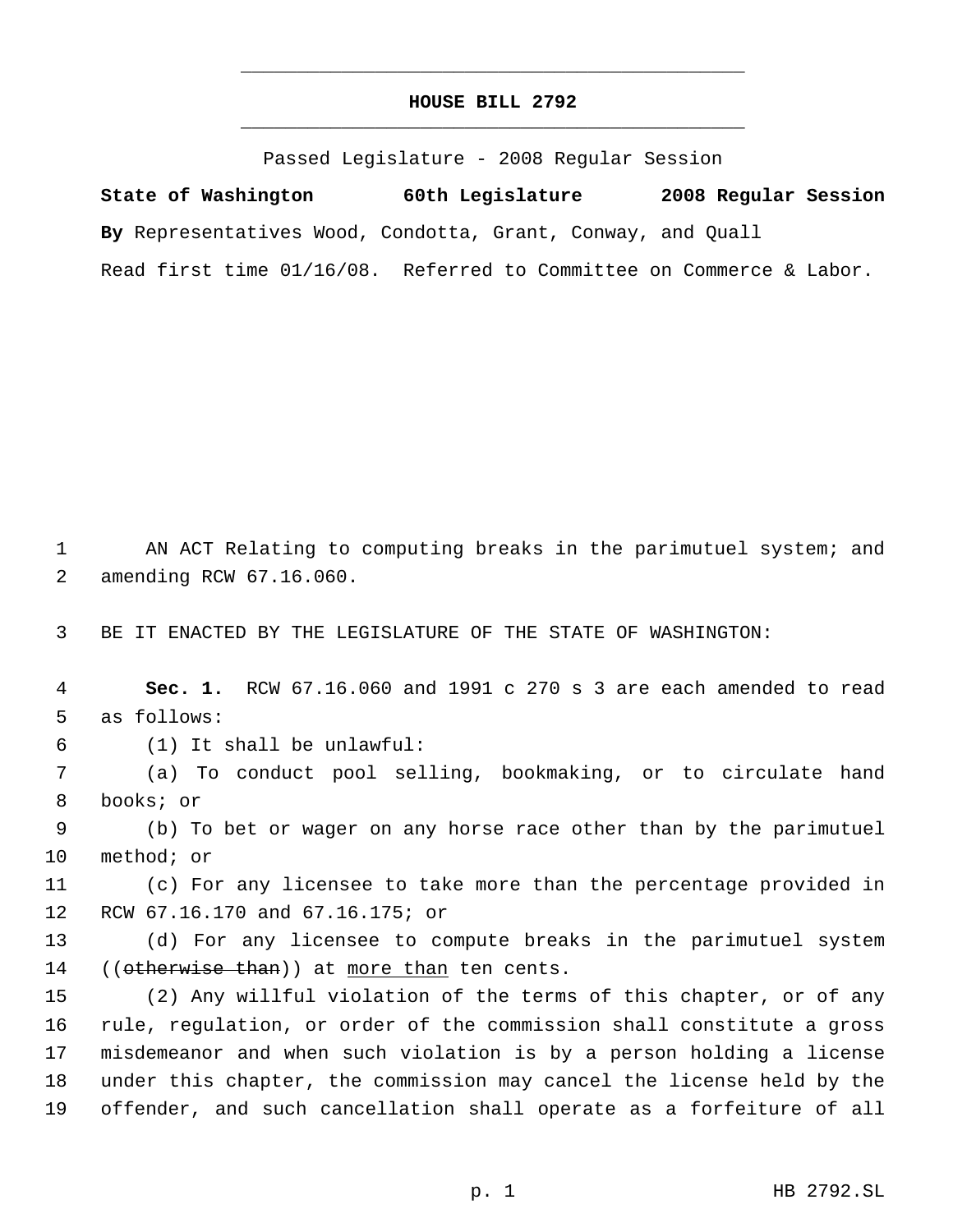# HOUSE BILL 2792

Passed Legislature - 2008 Regular Session

**State of Washington 60th Legislature 2008 Regular Session**

**By** Representatives Wood, Condotta, Grant, Conway, and Quall

Read first time 01/16/08. Referred to Committee on Commerce & Labor.

1 AN ACT Relating to computing breaks in the parimutuel system; and
2 amending RCW 67.16.060.

3 BE IT ENACTED BY THE LEGISLATURE OF THE STATE OF WASHINGTON:

4 **Sec. 1.** RCW 67.16.060 and 1991 c 270 s 3 are each amended to read
5 as follows:

6 (1) It shall be unlawful:

7 (a) To conduct pool selling, bookmaking, or to circulate hand
8 books; or

9 (b) To bet or wager on any horse race other than by the parimutuel
10 method; or

11 (c) For any licensee to take more than the percentage provided in
12 RCW 67.16.170 and 67.16.175; or

13 (d) For any licensee to compute breaks in the parimutuel system
14 ((~~otherwise than~~)) at <u>more than</u> ten cents.

15 (2) Any willful violation of the terms of this chapter, or of any
16 rule, regulation, or order of the commission shall constitute a gross
17 misdemeanor and when such violation is by a person holding a license
18 under this chapter, the commission may cancel the license held by the
19 offender, and such cancellation shall operate as a forfeiture of all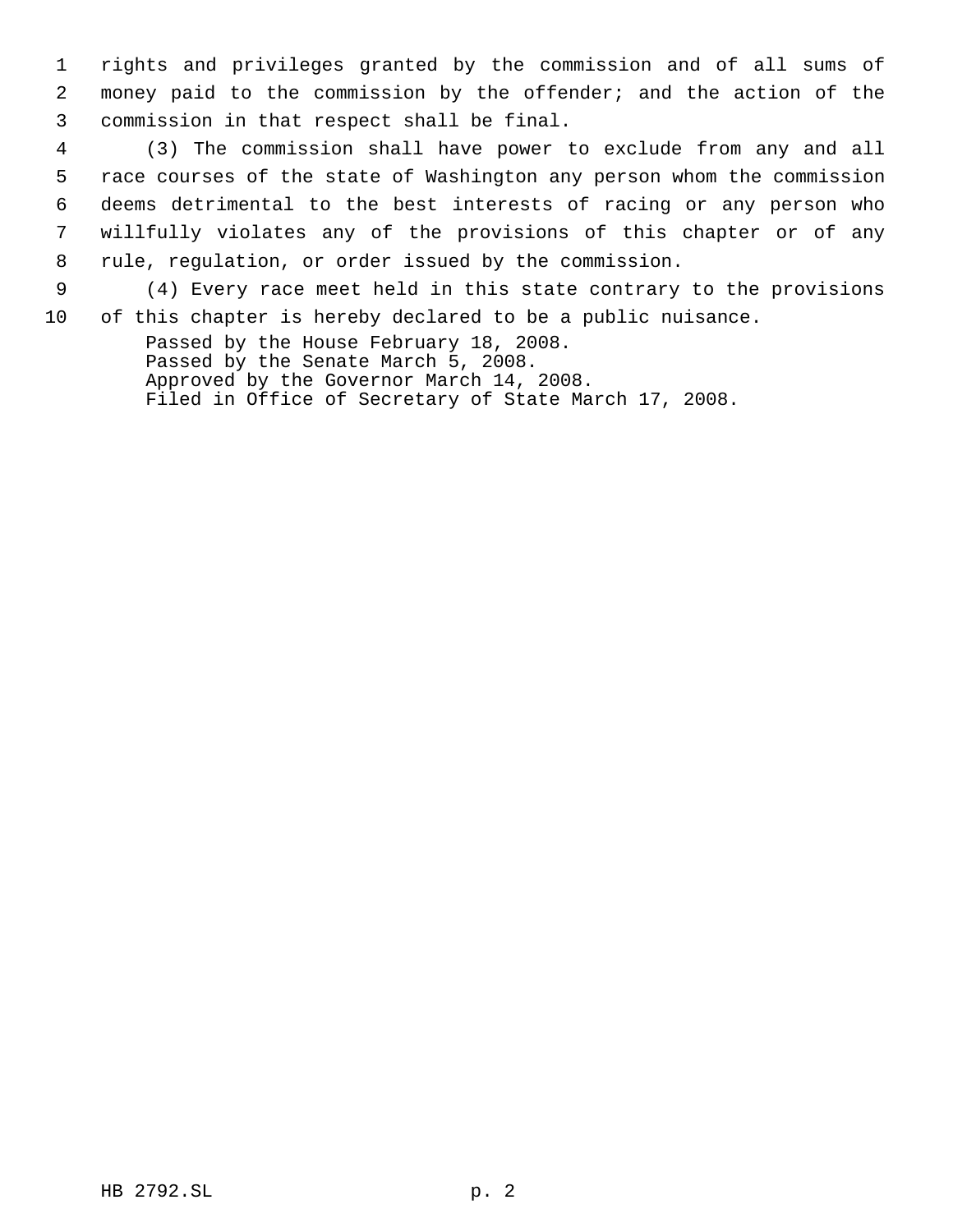rights and privileges granted by the commission and of all sums of money paid to the commission by the offender; and the action of the commission in that respect shall be final.

(3) The commission shall have power to exclude from any and all race courses of the state of Washington any person whom the commission deems detrimental to the best interests of racing or any person who willfully violates any of the provisions of this chapter or of any rule, regulation, or order issued by the commission.

(4) Every race meet held in this state contrary to the provisions of this chapter is hereby declared to be a public nuisance.

Passed by the House February 18, 2008.
Passed by the Senate March 5, 2008.
Approved by the Governor March 14, 2008.
Filed in Office of Secretary of State March 17, 2008.